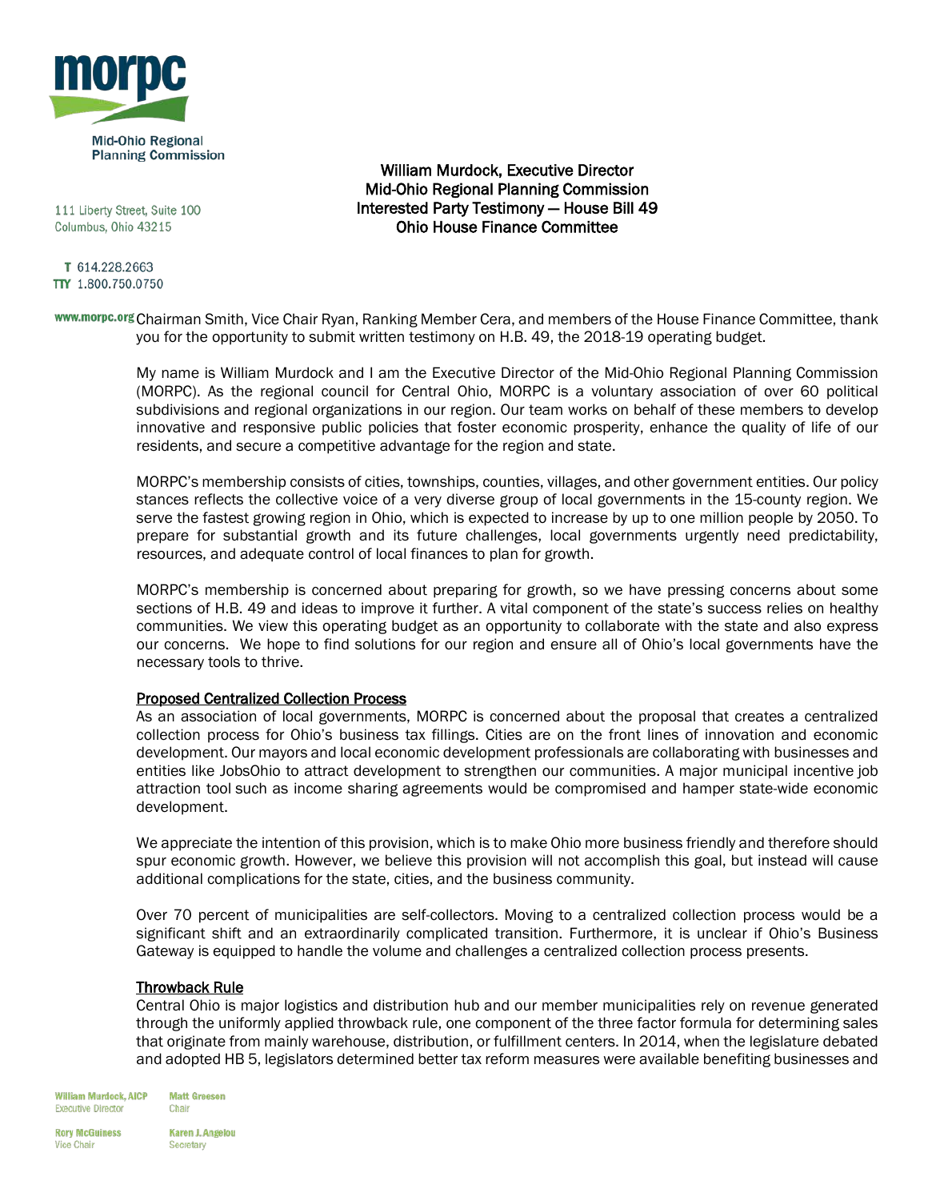morpc

Mid-Ohio Regional Planning Commission

111 Liberty Street, Suite 100
Columbus, Ohio 43215

T 614.228.2663
TTY 1.800.750.0750

www.morpc.org

**William Murdock, Executive Director**
**Mid-Ohio Regional Planning Commission**
**Interested Party Testimony — House Bill 49**
**Ohio House Finance Committee**

Chairman Smith, Vice Chair Ryan, Ranking Member Cera, and members of the House Finance Committee, thank you for the opportunity to submit written testimony on H.B. 49, the 2018-19 operating budget.

My name is William Murdock and I am the Executive Director of the Mid-Ohio Regional Planning Commission (MORPC). As the regional council for Central Ohio, MORPC is a voluntary association of over 60 political subdivisions and regional organizations in our region. Our team works on behalf of these members to develop innovative and responsive public policies that foster economic prosperity, enhance the quality of life of our residents, and secure a competitive advantage for the region and state.

MORPC's membership consists of cities, townships, counties, villages, and other government entities. Our policy stances reflects the collective voice of a very diverse group of local governments in the 15-county region. We serve the fastest growing region in Ohio, which is expected to increase by up to one million people by 2050. To prepare for substantial growth and its future challenges, local governments urgently need predictability, resources, and adequate control of local finances to plan for growth.

MORPC's membership is concerned about preparing for growth, so we have pressing concerns about some sections of H.B. 49 and ideas to improve it further. A vital component of the state's success relies on healthy communities. We view this operating budget as an opportunity to collaborate with the state and also express our concerns. We hope to find solutions for our region and ensure all of Ohio's local governments have the necessary tools to thrive.

**Proposed Centralized Collection Process**

As an association of local governments, MORPC is concerned about the proposal that creates a centralized collection process for Ohio's business tax fillings. Cities are on the front lines of innovation and economic development. Our mayors and local economic development professionals are collaborating with businesses and entities like JobsOhio to attract development to strengthen our communities. A major municipal incentive job attraction tool such as income sharing agreements would be compromised and hamper state-wide economic development.

We appreciate the intention of this provision, which is to make Ohio more business friendly and therefore should spur economic growth. However, we believe this provision will not accomplish this goal, but instead will cause additional complications for the state, cities, and the business community.

Over 70 percent of municipalities are self-collectors. Moving to a centralized collection process would be a significant shift and an extraordinarily complicated transition. Furthermore, it is unclear if Ohio's Business Gateway is equipped to handle the volume and challenges a centralized collection process presents.

**Throwback Rule**

Central Ohio is major logistics and distribution hub and our member municipalities rely on revenue generated through the uniformly applied throwback rule, one component of the three factor formula for determining sales that originate from mainly warehouse, distribution, or fulfillment centers. In 2014, when the legislature debated and adopted HB 5, legislators determined better tax reform measures were available benefiting businesses and

William Murdock, AICP
Executive Director

Matt Greeson
Chair

Rory McGuiness
Vice Chair

Karen J. Angelou
Secretary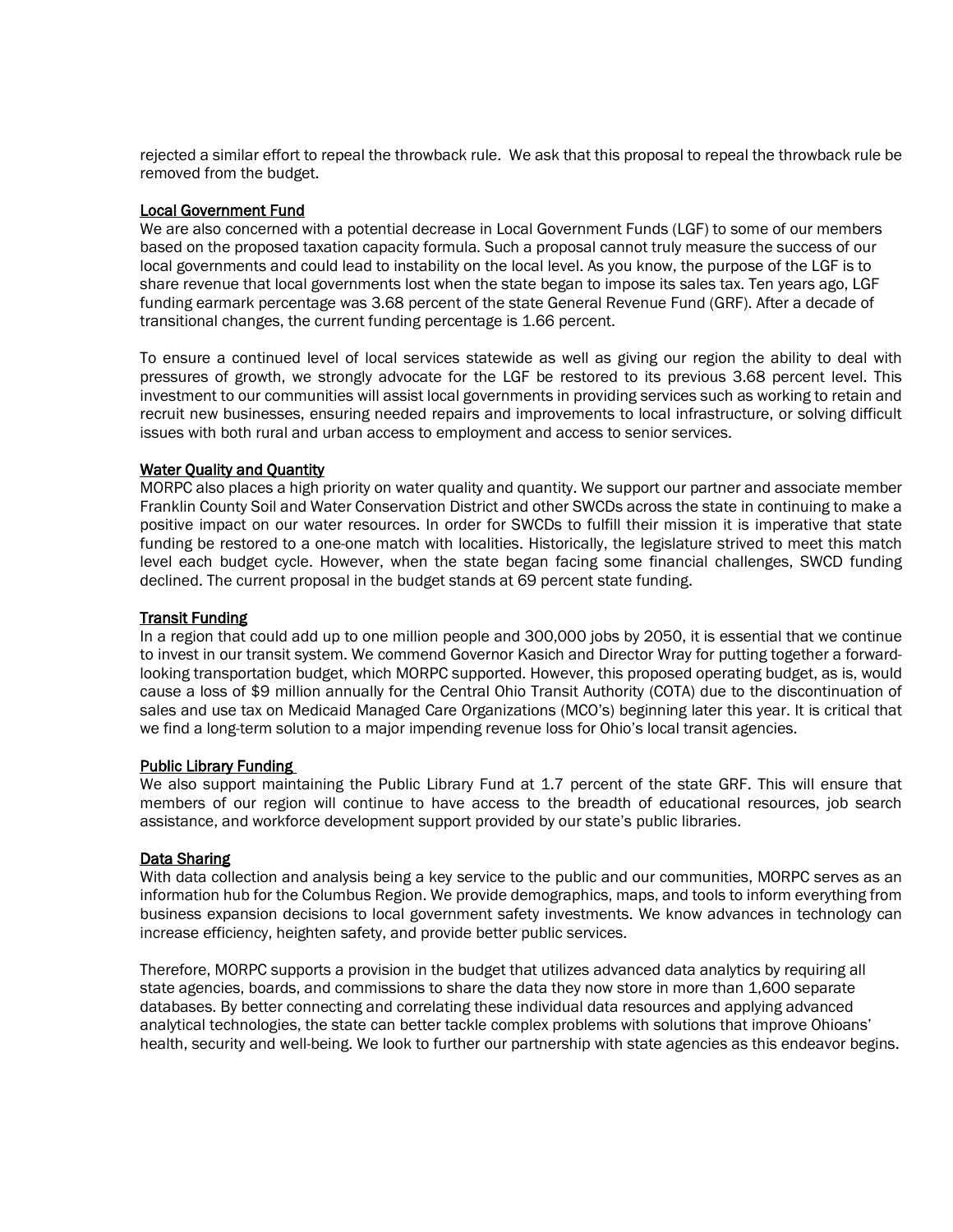rejected a similar effort to repeal the throwback rule. We ask that this proposal to repeal the throwback rule be removed from the budget.

## Local Government Fund

We are also concerned with a potential decrease in Local Government Funds (LGF) to some of our members based on the proposed taxation capacity formula. Such a proposal cannot truly measure the success of our local governments and could lead to instability on the local level. As you know, the purpose of the LGF is to share revenue that local governments lost when the state began to impose its sales tax. Ten years ago, LGF funding earmark percentage was 3.68 percent of the state General Revenue Fund (GRF). After a decade of transitional changes, the current funding percentage is 1.66 percent.

To ensure a continued level of local services statewide as well as giving our region the ability to deal with pressures of growth, we strongly advocate for the LGF be restored to its previous 3.68 percent level. This investment to our communities will assist local governments in providing services such as working to retain and recruit new businesses, ensuring needed repairs and improvements to local infrastructure, or solving difficult issues with both rural and urban access to employment and access to senior services.

## Water Quality and Quantity

MORPC also places a high priority on water quality and quantity. We support our partner and associate member Franklin County Soil and Water Conservation District and other SWCDs across the state in continuing to make a positive impact on our water resources. In order for SWCDs to fulfill their mission it is imperative that state funding be restored to a one-one match with localities. Historically, the legislature strived to meet this match level each budget cycle. However, when the state began facing some financial challenges, SWCD funding declined. The current proposal in the budget stands at 69 percent state funding.

## Transit Funding

In a region that could add up to one million people and 300,000 jobs by 2050, it is essential that we continue to invest in our transit system. We commend Governor Kasich and Director Wray for putting together a forward-looking transportation budget, which MORPC supported. However, this proposed operating budget, as is, would cause a loss of $9 million annually for the Central Ohio Transit Authority (COTA) due to the discontinuation of sales and use tax on Medicaid Managed Care Organizations (MCO's) beginning later this year. It is critical that we find a long-term solution to a major impending revenue loss for Ohio's local transit agencies.

## Public Library Funding

We also support maintaining the Public Library Fund at 1.7 percent of the state GRF. This will ensure that members of our region will continue to have access to the breadth of educational resources, job search assistance, and workforce development support provided by our state's public libraries.

## Data Sharing

With data collection and analysis being a key service to the public and our communities, MORPC serves as an information hub for the Columbus Region. We provide demographics, maps, and tools to inform everything from business expansion decisions to local government safety investments. We know advances in technology can increase efficiency, heighten safety, and provide better public services.

Therefore, MORPC supports a provision in the budget that utilizes advanced data analytics by requiring all state agencies, boards, and commissions to share the data they now store in more than 1,600 separate databases. By better connecting and correlating these individual data resources and applying advanced analytical technologies, the state can better tackle complex problems with solutions that improve Ohioans' health, security and well-being. We look to further our partnership with state agencies as this endeavor begins.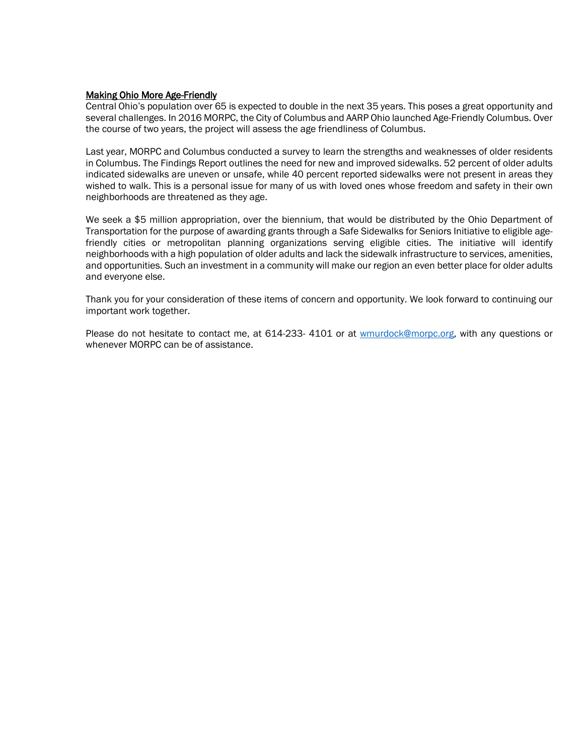**Making Ohio More Age-Friendly**

Central Ohio's population over 65 is expected to double in the next 35 years. This poses a great opportunity and several challenges. In 2016 MORPC, the City of Columbus and AARP Ohio launched Age-Friendly Columbus. Over the course of two years, the project will assess the age friendliness of Columbus.

Last year, MORPC and Columbus conducted a survey to learn the strengths and weaknesses of older residents in Columbus. The Findings Report outlines the need for new and improved sidewalks. 52 percent of older adults indicated sidewalks are uneven or unsafe, while 40 percent reported sidewalks were not present in areas they wished to walk. This is a personal issue for many of us with loved ones whose freedom and safety in their own neighborhoods are threatened as they age.

We seek a $5 million appropriation, over the biennium, that would be distributed by the Ohio Department of Transportation for the purpose of awarding grants through a Safe Sidewalks for Seniors Initiative to eligible age-friendly cities or metropolitan planning organizations serving eligible cities. The initiative will identify neighborhoods with a high population of older adults and lack the sidewalk infrastructure to services, amenities, and opportunities. Such an investment in a community will make our region an even better place for older adults and everyone else.

Thank you for your consideration of these items of concern and opportunity. We look forward to continuing our important work together.

Please do not hesitate to contact me, at 614-233- 4101 or at wmurdock@morpc.org, with any questions or whenever MORPC can be of assistance.